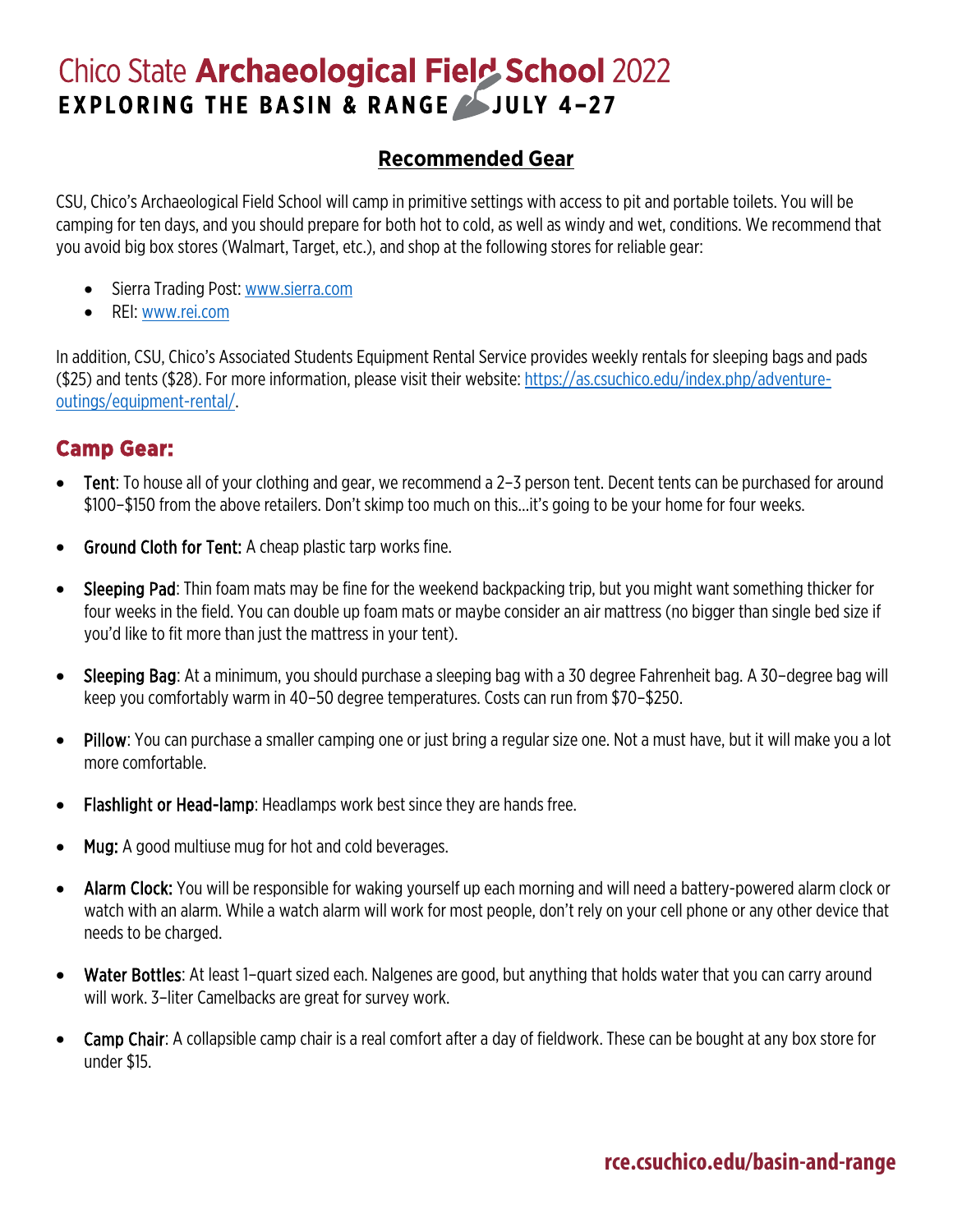# Chico State **Archaeological Field School** 2022

**EXPLORING THE BASIN & RANGE JULY 4–27**

## Recommended Gear

CSU, Chico's Archaeological Field School will camp in primitive settings with access to pit and portable toilets. You will be camping for ten days, and you should prepare for both hot to cold, as well as windy and wet, conditions. We recommend that you avoid big box stores (Walmart, Target, etc.), and shop at the following stores for reliable gear:

- Sierra Trading Post: www.sierra.com
- REI: www.rei.com

In addition, CSU, Chico's Associated Students Equipment Rental Service provides weekly rentals for sleeping bags and pads ($25) and tents ($28). For more information, please visit their website: https://as.csuchico.edu/index.php/adventure-outings/equipment-rental/.

## Camp Gear:

- **Tent**: To house all of your clothing and gear, we recommend a 2–3 person tent. Decent tents can be purchased for around $100–$150 from the above retailers. Don't skimp too much on this…it's going to be your home for four weeks.
- **Ground Cloth for Tent:** A cheap plastic tarp works fine.
- **Sleeping Pad**: Thin foam mats may be fine for the weekend backpacking trip, but you might want something thicker for four weeks in the field. You can double up foam mats or maybe consider an air mattress (no bigger than single bed size if you'd like to fit more than just the mattress in your tent).
- **Sleeping Bag**: At a minimum, you should purchase a sleeping bag with a 30 degree Fahrenheit bag. A 30–degree bag will keep you comfortably warm in 40–50 degree temperatures. Costs can run from $70–$250.
- **Pillow**: You can purchase a smaller camping one or just bring a regular size one. Not a must have, but it will make you a lot more comfortable.
- **Flashlight or Head-lamp**: Headlamps work best since they are hands free.
- **Mug:** A good multiuse mug for hot and cold beverages.
- **Alarm Clock:** You will be responsible for waking yourself up each morning and will need a battery-powered alarm clock or watch with an alarm. While a watch alarm will work for most people, don't rely on your cell phone or any other device that needs to be charged.
- **Water Bottles**: At least 1–quart sized each. Nalgenes are good, but anything that holds water that you can carry around will work. 3–liter Camelbacks are great for survey work.
- **Camp Chair**: A collapsible camp chair is a real comfort after a day of fieldwork. These can be bought at any box store for under $15.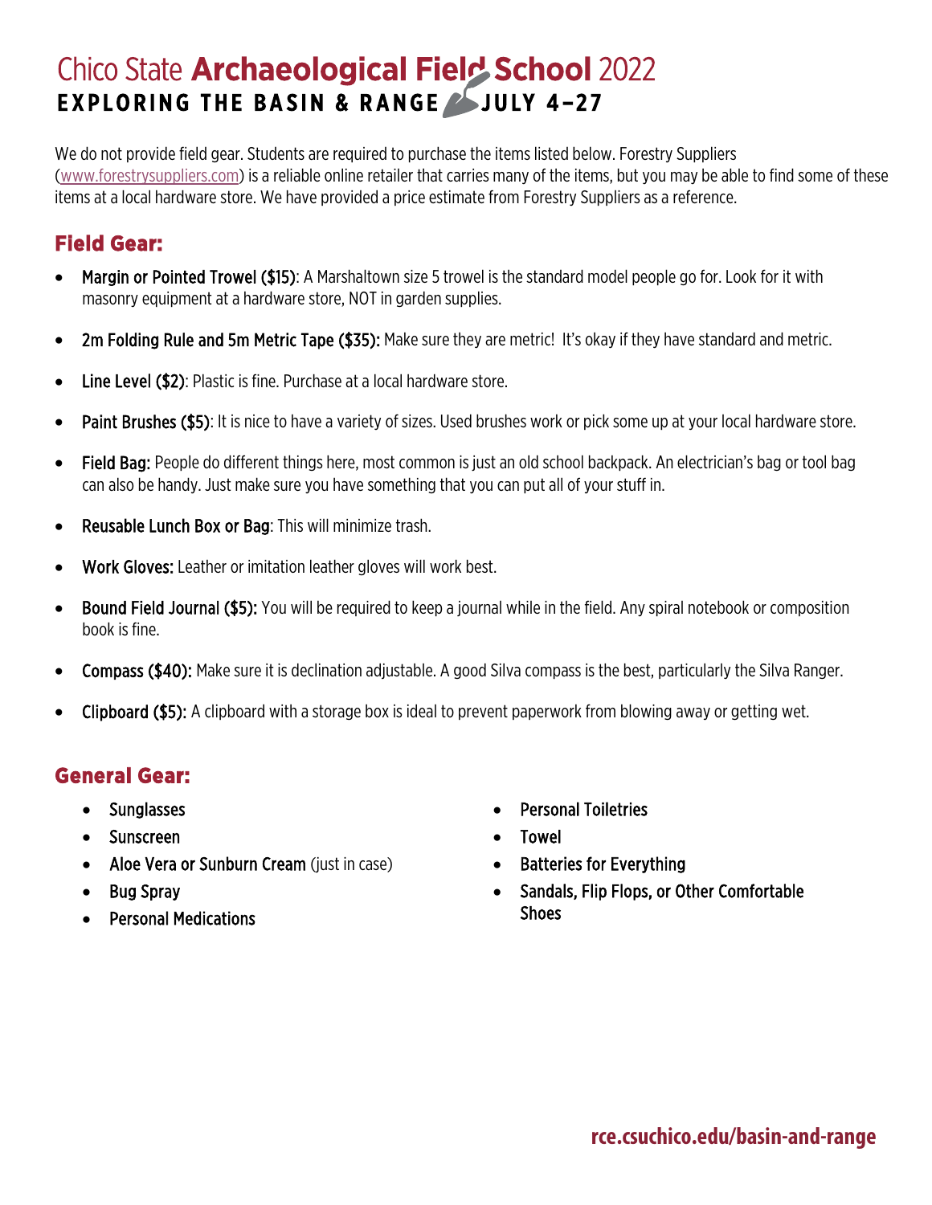# Chico State **Archaeological Field School** 2022

**EXPLORING THE BASIN & RANGE JULY 4–27**

We do not provide field gear. Students are required to purchase the items listed below. Forestry Suppliers (www.forestrysuppliers.com) is a reliable online retailer that carries many of the items, but you may be able to find some of these items at a local hardware store. We have provided a price estimate from Forestry Suppliers as a reference.

## Field Gear:

- Margin or Pointed Trowel ($15): A Marshaltown size 5 trowel is the standard model people go for. Look for it with masonry equipment at a hardware store, NOT in garden supplies.
- 2m Folding Rule and 5m Metric Tape ($35): Make sure they are metric! It's okay if they have standard and metric.
- Line Level ($2): Plastic is fine. Purchase at a local hardware store.
- Paint Brushes ($5): It is nice to have a variety of sizes. Used brushes work or pick some up at your local hardware store.
- Field Bag: People do different things here, most common is just an old school backpack. An electrician's bag or tool bag can also be handy. Just make sure you have something that you can put all of your stuff in.
- Reusable Lunch Box or Bag: This will minimize trash.
- Work Gloves: Leather or imitation leather gloves will work best.
- Bound Field Journal ($5): You will be required to keep a journal while in the field. Any spiral notebook or composition book is fine.
- Compass ($40): Make sure it is declination adjustable. A good Silva compass is the best, particularly the Silva Ranger.
- Clipboard ($5): A clipboard with a storage box is ideal to prevent paperwork from blowing away or getting wet.

## General Gear:

- Sunglasses
- Sunscreen
- Aloe Vera or Sunburn Cream (just in case)
- Bug Spray
- Personal Medications
- Personal Toiletries
- Towel
- Batteries for Everything
- Sandals, Flip Flops, or Other Comfortable Shoes

**rce.csuchico.edu/basin-and-range**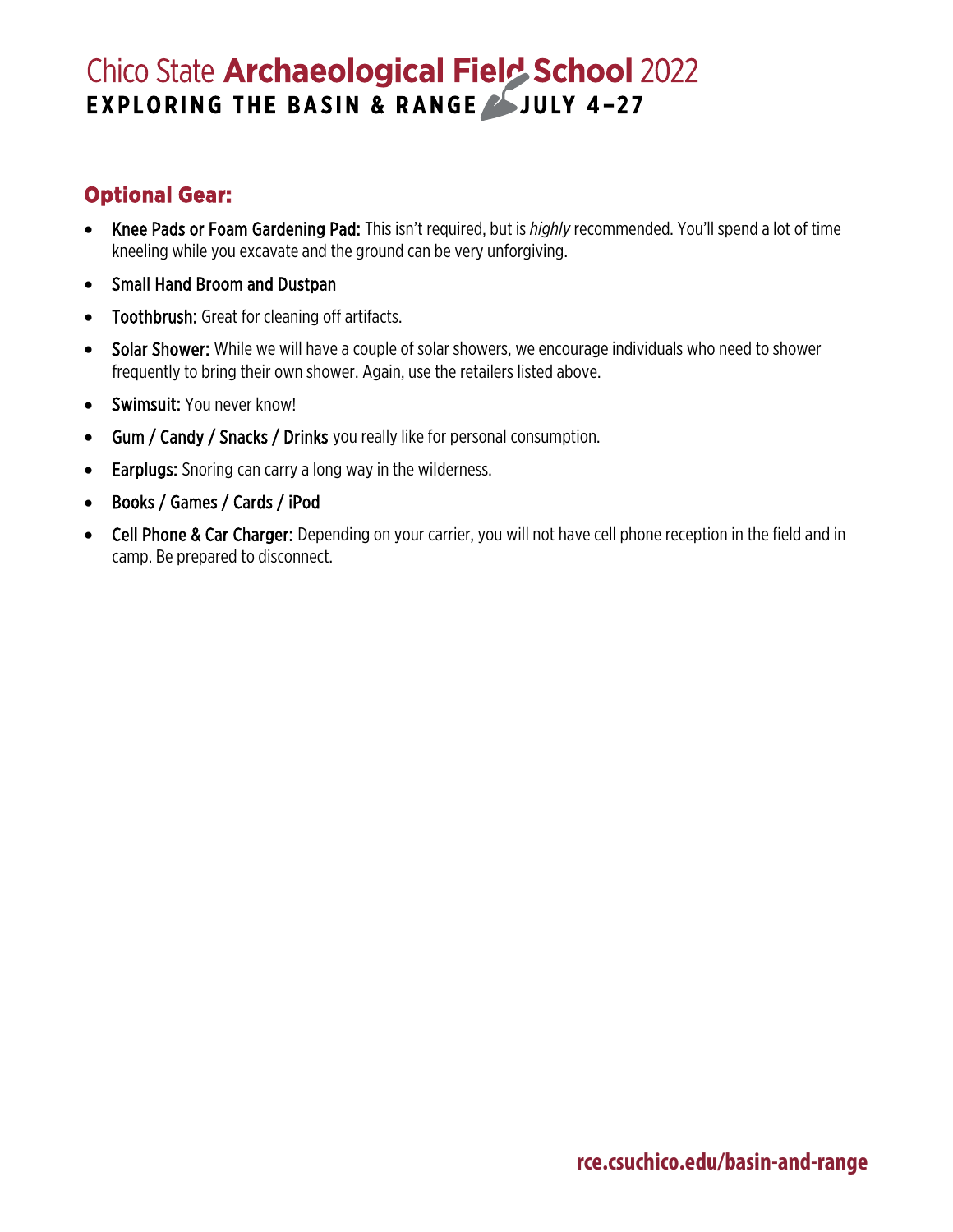## Optional Gear:

- **Knee Pads or Foam Gardening Pad:** This isn't required, but is *highly* recommended. You'll spend a lot of time kneeling while you excavate and the ground can be very unforgiving.
- **Small Hand Broom and Dustpan**
- **Toothbrush:** Great for cleaning off artifacts.
- **Solar Shower:** While we will have a couple of solar showers, we encourage individuals who need to shower frequently to bring their own shower. Again, use the retailers listed above.
- **Swimsuit:** You never know!
- **Gum / Candy / Snacks / Drinks** you really like for personal consumption.
- **Earplugs:** Snoring can carry a long way in the wilderness.
- **Books / Games / Cards / iPod**
- **Cell Phone & Car Charger:** Depending on your carrier, you will not have cell phone reception in the field and in camp. Be prepared to disconnect.